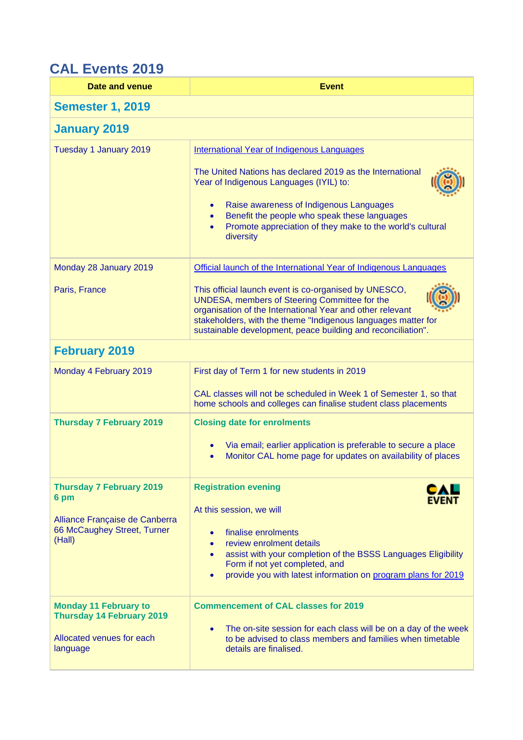# CAL Events 2019

| Date and venue | Event |
|---|---|
| **Semester 1, 2019** | |
| **January 2019** | |
| Tuesday 1 January 2019 | International Year of Indigenous Languages<br><br>The United Nations has declared 2019 as the International Year of Indigenous Languages (IYIL) to:<br><br>• Raise awareness of Indigenous Languages<br>• Benefit the people who speak these languages<br>• Promote appreciation of they make to the world's cultural diversity |
| Monday 28 January 2019<br><br>Paris, France | Official launch of the International Year of Indigenous Languages<br><br>This official launch event is co-organised by UNESCO, UNDESA, members of Steering Committee for the organisation of the International Year and other relevant stakeholders, with the theme "Indigenous languages matter for sustainable development, peace building and reconciliation". |
| **February 2019** | |
| Monday 4 February 2019 | First day of Term 1 for new students in 2019<br><br>CAL classes will not be scheduled in Week 1 of Semester 1, so that home schools and colleges can finalise student class placements |
| **Thursday 7 February 2019** | **Closing date for enrolments**<br><br>• Via email; earlier application is preferable to secure a place<br>• Monitor CAL home page for updates on availability of places |
| **Thursday 7 February 2019**<br>**6 pm**<br><br>Alliance Française de Canberra<br>66 McCaughey Street, Turner (Hall) | **Registration evening**<br><br>CAL EVENT<br><br>At this session, we will<br><br>• finalise enrolments<br>• review enrolment details<br>• assist with your completion of the BSSS Languages Eligibility Form if not yet completed, and<br>• provide you with latest information on program plans for 2019 |
| **Monday 11 February to Thursday 14 February 2019**<br><br>Allocated venues for each language | **Commencement of CAL classes for 2019**<br><br>• The on-site session for each class will be on a day of the week to be advised to class members and families when timetable details are finalised. |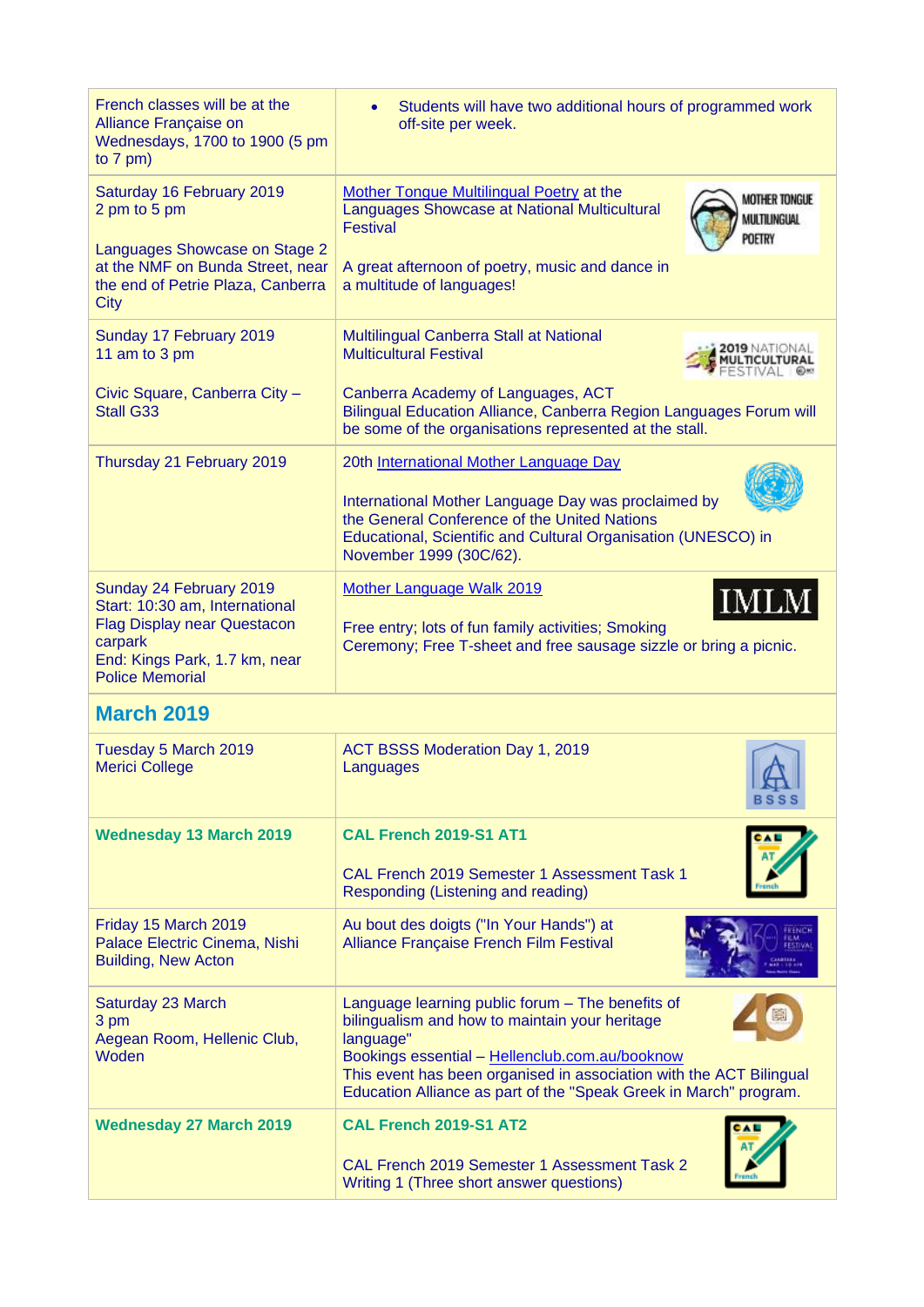| | |
|---|---|
| French classes will be at the Alliance Française on Wednesdays, 1700 to 1900 (5 pm to 7 pm) | • Students will have two additional hours of programmed work off-site per week. |
| Saturday 16 February 2019<br>2 pm to 5 pm<br><br>Languages Showcase on Stage 2 at the NMF on Bunda Street, near the end of Petrie Plaza, Canberra City | Mother Tongue Multilingual Poetry at the Languages Showcase at National Multicultural Festival<br><br>A great afternoon of poetry, music and dance in a multitude of languages! |
| Sunday 17 February 2019<br>11 am to 3 pm<br><br>Civic Square, Canberra City – Stall G33 | Multilingual Canberra Stall at National Multicultural Festival<br><br>Canberra Academy of Languages, ACT Bilingual Education Alliance, Canberra Region Languages Forum will be some of the organisations represented at the stall. |
| Thursday 21 February 2019 | 20th International Mother Language Day<br><br>International Mother Language Day was proclaimed by the General Conference of the United Nations Educational, Scientific and Cultural Organisation (UNESCO) in November 1999 (30C/62). |
| Sunday 24 February 2019<br>Start: 10:30 am, International Flag Display near Questacon carpark<br>End: Kings Park, 1.7 km, near Police Memorial | Mother Language Walk 2019<br><br>Free entry; lots of fun family activities; Smoking Ceremony; Free T-sheet and free sausage sizzle or bring a picnic. |
| **March 2019** | |
| Tuesday 5 March 2019<br>Merici College | ACT BSSS Moderation Day 1, 2019<br>Languages |
| **Wednesday 13 March 2019** | **CAL French 2019-S1 AT1**<br><br>CAL French 2019 Semester 1 Assessment Task 1<br>Responding (Listening and reading) |
| Friday 15 March 2019<br>Palace Electric Cinema, Nishi Building, New Acton | Au bout des doigts ("In Your Hands") at Alliance Française French Film Festival |
| Saturday 23 March<br>3 pm<br>Aegean Room, Hellenic Club, Woden | Language learning public forum – The benefits of bilingualism and how to maintain your heritage language"<br>Bookings essential – Hellenclub.com.au/booknow<br>This event has been organised in association with the ACT Bilingual Education Alliance as part of the "Speak Greek in March" program. |
| **Wednesday 27 March 2019** | **CAL French 2019-S1 AT2**<br><br>CAL French 2019 Semester 1 Assessment Task 2<br>Writing 1 (Three short answer questions) |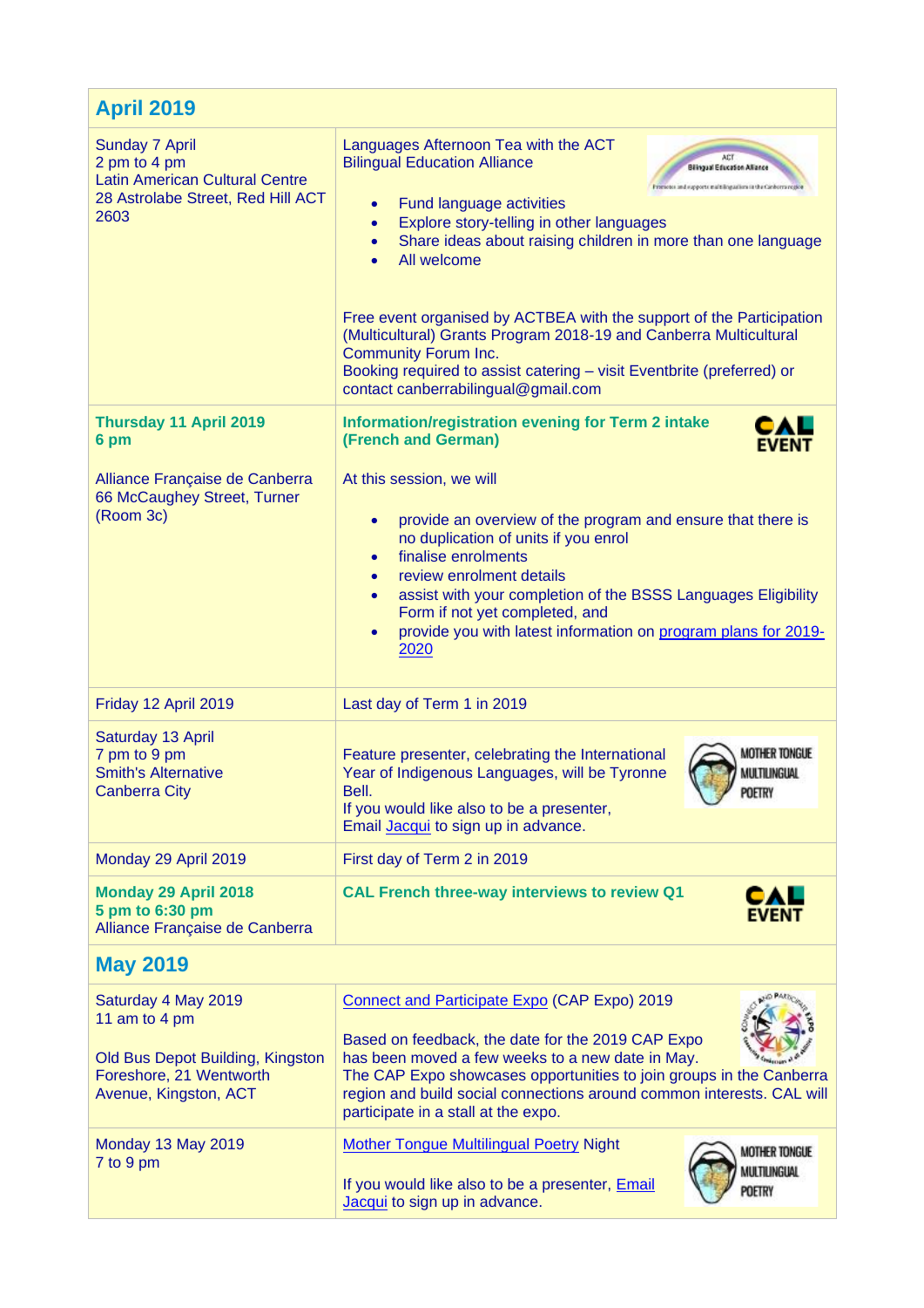| April 2019 | |
|---|---|
| Sunday 7 April<br>2 pm to 4 pm<br>Latin American Cultural Centre<br>28 Astrolabe Street, Red Hill ACT 2603 | Languages Afternoon Tea with the ACT Bilingual Education Alliance<br><br>• Fund language activities<br>• Explore story-telling in other languages<br>• Share ideas about raising children in more than one language<br>• All welcome<br><br>Free event organised by ACTBEA with the support of the Participation (Multicultural) Grants Program 2018-19 and Canberra Multicultural Community Forum Inc.<br>Booking required to assist catering – visit Eventbrite (preferred) or contact canberrabilingual@gmail.com |
| **Thursday 11 April 2019**<br>**6 pm**<br><br>Alliance Française de Canberra<br>66 McCaughey Street, Turner<br>(Room 3c) | **Information/registration evening for Term 2 intake (French and German)**<br><br>CAL EVENT<br><br>At this session, we will<br><br>• provide an overview of the program and ensure that there is no duplication of units if you enrol<br>• finalise enrolments<br>• review enrolment details<br>• assist with your completion of the BSSS Languages Eligibility Form if not yet completed, and<br>• provide you with latest information on program plans for 2019-2020 |
| Friday 12 April 2019 | Last day of Term 1 in 2019 |
| Saturday 13 April<br>7 pm to 9 pm<br>Smith's Alternative<br>Canberra City | Feature presenter, celebrating the International Year of Indigenous Languages, will be Tyronne Bell.<br>If you would like also to be a presenter,<br>Email Jacqui to sign up in advance. |
| Monday 29 April 2019 | First day of Term 2 in 2019 |
| **Monday 29 April 2018**<br>**5 pm to 6:30 pm**<br>Alliance Française de Canberra | **CAL French three-way interviews to review Q1**<br><br>CAL EVENT |
| **May 2019** | |
| Saturday 4 May 2019<br>11 am to 4 pm<br><br>Old Bus Depot Building, Kingston Foreshore, 21 Wentworth Avenue, Kingston, ACT | Connect and Participate Expo (CAP Expo) 2019<br><br>Based on feedback, the date for the 2019 CAP Expo has been moved a few weeks to a new date in May.<br>The CAP Expo showcases opportunities to join groups in the Canberra region and build social connections around common interests. CAL will participate in a stall at the expo. |
| Monday 13 May 2019<br>7 to 9 pm | Mother Tongue Multilingual Poetry Night<br><br>If you would like also to be a presenter, Email Jacqui to sign up in advance. |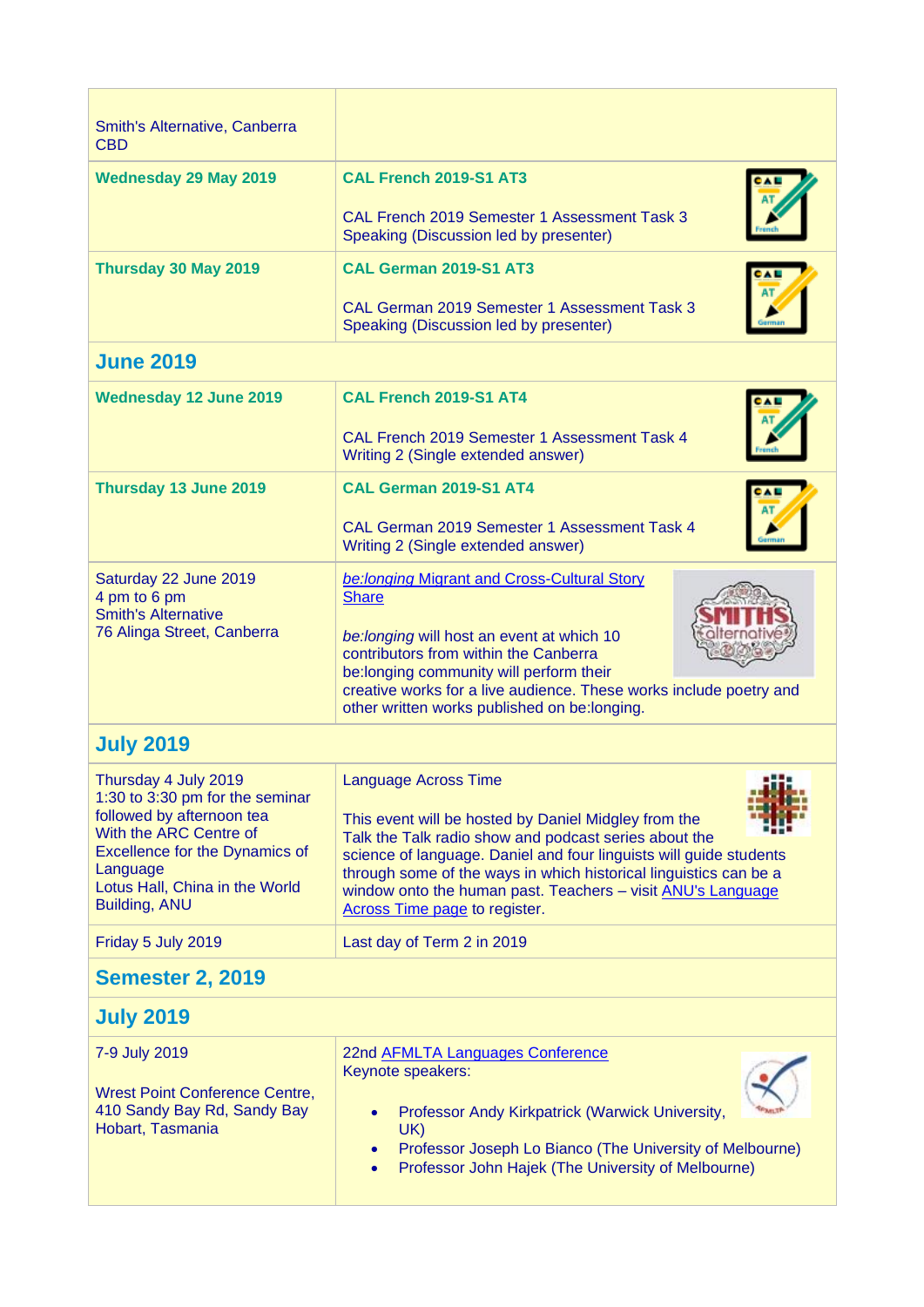| | |
|---|---|
| Smith's Alternative, Canberra CBD | |
| **Wednesday 29 May 2019** | **CAL French 2019-S1 AT3**<br><br>CAL French 2019 Semester 1 Assessment Task 3 Speaking (Discussion led by presenter) |
| **Thursday 30 May 2019** | **CAL German 2019-S1 AT3**<br><br>CAL German 2019 Semester 1 Assessment Task 3 Speaking (Discussion led by presenter) |
| **June 2019** | |
| **Wednesday 12 June 2019** | **CAL French 2019-S1 AT4**<br><br>CAL French 2019 Semester 1 Assessment Task 4 Writing 2 (Single extended answer) |
| **Thursday 13 June 2019** | **CAL German 2019-S1 AT4**<br><br>CAL German 2019 Semester 1 Assessment Task 4 Writing 2 (Single extended answer) |
| Saturday 22 June 2019<br>4 pm to 6 pm<br>Smith's Alternative<br>76 Alinga Street, Canberra | *be:longing* Migrant and Cross-Cultural Story Share<br><br>*be:longing* will host an event at which 10 contributors from within the Canberra be:longing community will perform their creative works for a live audience. These works include poetry and other written works published on be:longing. |
| **July 2019** | |
| Thursday 4 July 2019<br>1:30 to 3:30 pm for the seminar followed by afternoon tea<br>With the ARC Centre of Excellence for the Dynamics of Language<br>Lotus Hall, China in the World Building, ANU | Language Across Time<br><br>This event will be hosted by Daniel Midgley from the Talk the Talk radio show and podcast series about the science of language. Daniel and four linguists will guide students through some of the ways in which historical linguistics can be a window onto the human past. Teachers – visit ANU's Language Across Time page to register. |
| Friday 5 July 2019 | Last day of Term 2 in 2019 |
| **Semester 2, 2019** | |
| **July 2019** | |
| 7-9 July 2019<br><br>Wrest Point Conference Centre, 410 Sandy Bay Rd, Sandy Bay Hobart, Tasmania | 22nd AFMLTA Languages Conference<br>Keynote speakers:<br>• Professor Andy Kirkpatrick (Warwick University, UK)<br>• Professor Joseph Lo Bianco (The University of Melbourne)<br>• Professor John Hajek (The University of Melbourne) |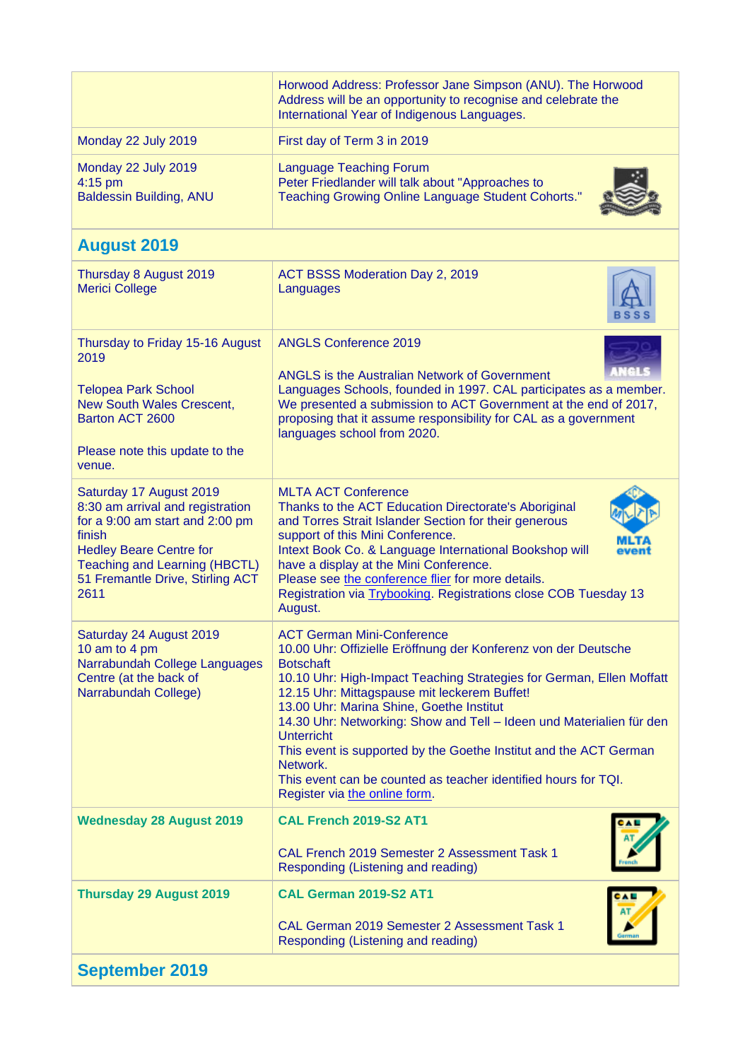| | |
|---|---|
| | Horwood Address: Professor Jane Simpson (ANU). The Horwood Address will be an opportunity to recognise and celebrate the International Year of Indigenous Languages. |
| Monday 22 July 2019 | First day of Term 3 in 2019 |
| Monday 22 July 2019<br>4:15 pm<br>Baldessin Building, ANU | Language Teaching Forum<br>Peter Friedlander will talk about "Approaches to Teaching Growing Online Language Student Cohorts." |
| **August 2019** | |
| Thursday 8 August 2019<br>Merici College | ACT BSSS Moderation Day 2, 2019<br>Languages |
| Thursday to Friday 15-16 August 2019<br><br>Telopea Park School<br>New South Wales Crescent, Barton ACT 2600<br><br>Please note this update to the venue. | ANGLS Conference 2019<br><br>ANGLS is the Australian Network of Government Languages Schools, founded in 1997. CAL participates as a member. We presented a submission to ACT Government at the end of 2017, proposing that it assume responsibility for CAL as a government languages school from 2020. |
| Saturday 17 August 2019<br>8:30 am arrival and registration for a 9:00 am start and 2:00 pm finish<br>Hedley Beare Centre for Teaching and Learning (HBCTL)<br>51 Fremantle Drive, Stirling ACT 2611 | MLTA ACT Conference<br>Thanks to the ACT Education Directorate's Aboriginal and Torres Strait Islander Section for their generous support of this Mini Conference.<br>Intext Book Co. & Language International Bookshop will have a display at the Mini Conference.<br>Please see the conference flier for more details.<br>Registration via Trybooking. Registrations close COB Tuesday 13 August. |
| Saturday 24 August 2019<br>10 am to 4 pm<br>Narrabundah College Languages Centre (at the back of Narrabundah College) | ACT German Mini-Conference<br>10.00 Uhr: Offizielle Eröffnung der Konferenz von der Deutsche Botschaft<br>10.10 Uhr: High-Impact Teaching Strategies for German, Ellen Moffatt<br>12.15 Uhr: Mittagspause mit leckerem Buffet!<br>13.00 Uhr: Marina Shine, Goethe Institut<br>14.30 Uhr: Networking: Show and Tell – Ideen und Materialien für den Unterricht<br>This event is supported by the Goethe Institut and the ACT German Network.<br>This event can be counted as teacher identified hours for TQI.<br>Register via the online form. |
| **Wednesday 28 August 2019** | **CAL French 2019-S2 AT1**<br><br>CAL French 2019 Semester 2 Assessment Task 1<br>Responding (Listening and reading) |
| **Thursday 29 August 2019** | **CAL German 2019-S2 AT1**<br><br>CAL German 2019 Semester 2 Assessment Task 1<br>Responding (Listening and reading) |
| **September 2019** | |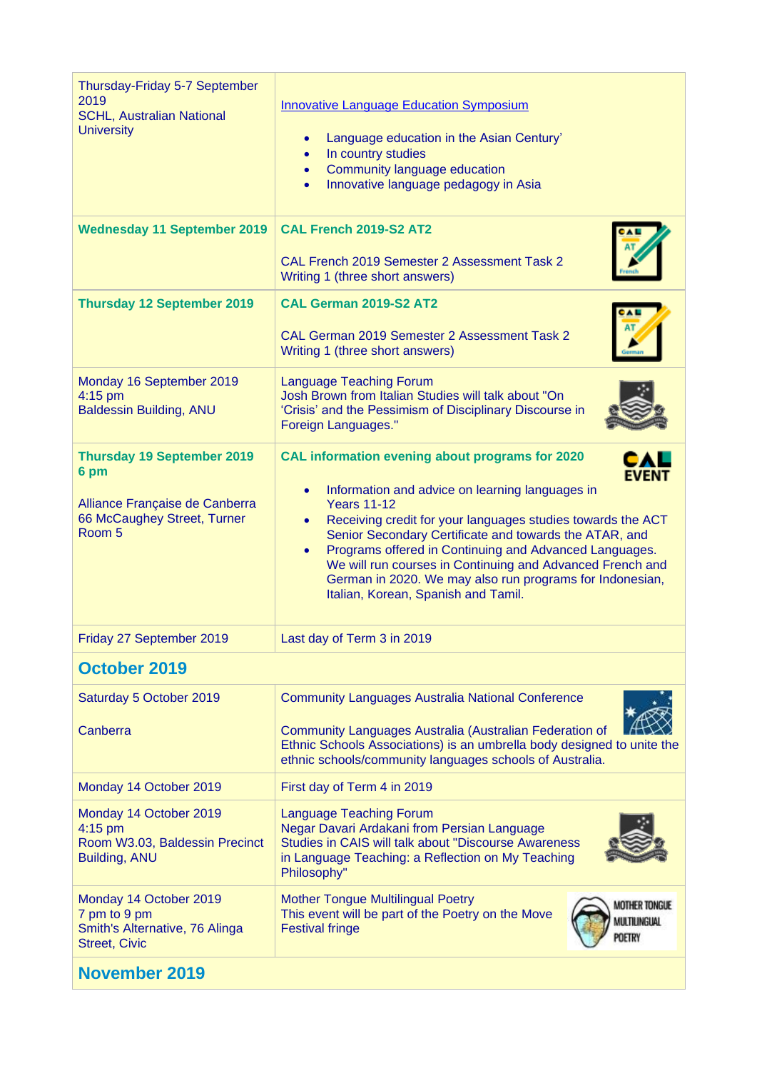| | |
|---|---|
| Thursday-Friday 5-7 September 2019<br>SCHL, Australian National University | Innovative Language Education Symposium<br><br>• Language education in the Asian Century'<br>• In country studies<br>• Community language education<br>• Innovative language pedagogy in Asia |
| **Wednesday 11 September 2019** | **CAL French 2019-S2 AT2**<br><br>CAL French 2019 Semester 2 Assessment Task 2 Writing 1 (three short answers) |
| **Thursday 12 September 2019** | **CAL German 2019-S2 AT2**<br><br>CAL German 2019 Semester 2 Assessment Task 2 Writing 1 (three short answers) |
| Monday 16 September 2019<br>4:15 pm<br>Baldessin Building, ANU | Language Teaching Forum<br>Josh Brown from Italian Studies will talk about "On 'Crisis' and the Pessimism of Disciplinary Discourse in Foreign Languages." |
| **Thursday 19 September 2019**<br>**6 pm**<br><br>Alliance Française de Canberra<br>66 McCaughey Street, Turner<br>Room 5 | **CAL information evening about programs for 2020**<br><br>• Information and advice on learning languages in Years 11-12<br>• Receiving credit for your languages studies towards the ACT Senior Secondary Certificate and towards the ATAR, and<br>• Programs offered in Continuing and Advanced Languages. We will run courses in Continuing and Advanced French and German in 2020. We may also run programs for Indonesian, Italian, Korean, Spanish and Tamil. |
| Friday 27 September 2019 | Last day of Term 3 in 2019 |
| **October 2019** | |
| Saturday 5 October 2019<br><br>Canberra | Community Languages Australia National Conference<br><br>Community Languages Australia (Australian Federation of Ethnic Schools Associations) is an umbrella body designed to unite the ethnic schools/community languages schools of Australia. |
| Monday 14 October 2019 | First day of Term 4 in 2019 |
| Monday 14 October 2019<br>4:15 pm<br>Room W3.03, Baldessin Precinct Building, ANU | Language Teaching Forum<br>Negar Davari Ardakani from Persian Language Studies in CAIS will talk about "Discourse Awareness in Language Teaching: a Reflection on My Teaching Philosophy" |
| Monday 14 October 2019<br>7 pm to 9 pm<br>Smith's Alternative, 76 Alinga Street, Civic | Mother Tongue Multilingual Poetry<br>This event will be part of the Poetry on the Move Festival fringe |
| **November 2019** | |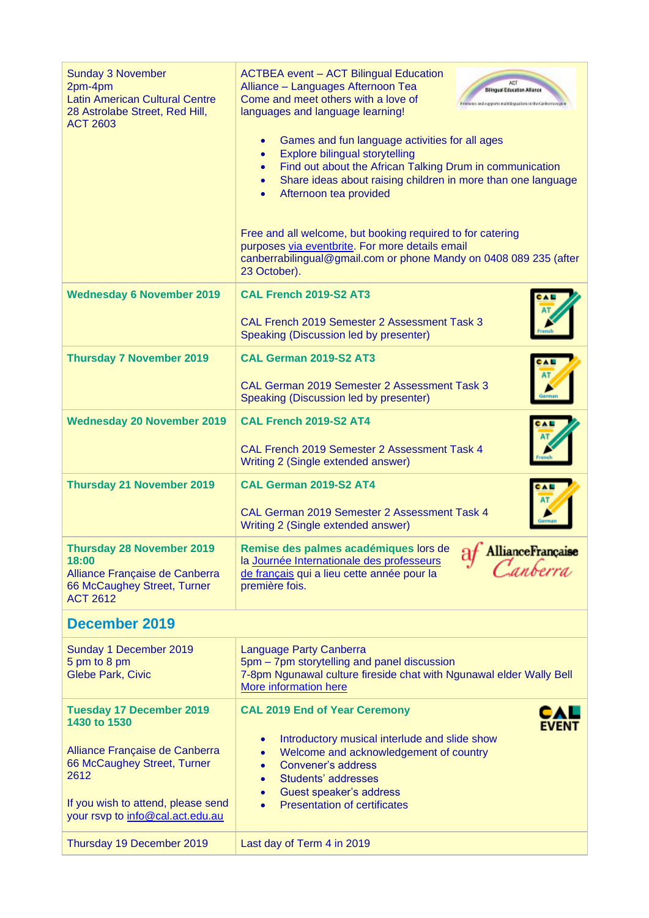| | |
|---|---|
| Sunday 3 November<br>2pm-4pm<br>Latin American Cultural Centre<br>28 Astrolabe Street, Red Hill, ACT 2603 | ACTBEA event – ACT Bilingual Education Alliance – Languages Afternoon Tea<br>Come and meet others with a love of languages and language learning!<br><br>• Games and fun language activities for all ages<br>• Explore bilingual storytelling<br>• Find out about the African Talking Drum in communication<br>• Share ideas about raising children in more than one language<br>• Afternoon tea provided<br><br>Free and all welcome, but booking required to for catering purposes via eventbrite. For more details email canberrabilingual@gmail.com or phone Mandy on 0408 089 235 (after 23 October). |
| **Wednesday 6 November 2019** | **CAL French 2019-S2 AT3**<br><br>CAL French 2019 Semester 2 Assessment Task 3<br>Speaking (Discussion led by presenter) |
| **Thursday 7 November 2019** | **CAL German 2019-S2 AT3**<br><br>CAL German 2019 Semester 2 Assessment Task 3<br>Speaking (Discussion led by presenter) |
| **Wednesday 20 November 2019** | **CAL French 2019-S2 AT4**<br><br>CAL French 2019 Semester 2 Assessment Task 4<br>Writing 2 (Single extended answer) |
| **Thursday 21 November 2019** | **CAL German 2019-S2 AT4**<br><br>CAL German 2019 Semester 2 Assessment Task 4<br>Writing 2 (Single extended answer) |
| **Thursday 28 November 2019**<br>**18:00**<br>Alliance Française de Canberra<br>66 McCaughey Street, Turner ACT 2612 | **Remise des palmes académiques** lors de la Journée Internationale des professeurs de français qui a lieu cette année pour la première fois. |
| **December 2019** | |
| Sunday 1 December 2019<br>5 pm to 8 pm<br>Glebe Park, Civic | Language Party Canberra<br>5pm – 7pm storytelling and panel discussion<br>7-8pm Ngunawal culture fireside chat with Ngunawal elder Wally Bell<br>More information here |
| **Tuesday 17 December 2019**<br>**1430 to 1530**<br><br>Alliance Française de Canberra<br>66 McCaughey Street, Turner 2612<br><br>If you wish to attend, please send your rsvp to info@cal.act.edu.au | **CAL 2019 End of Year Ceremony**<br><br>• Introductory musical interlude and slide show<br>• Welcome and acknowledgement of country<br>• Convener's address<br>• Students' addresses<br>• Guest speaker's address<br>• Presentation of certificates |
| Thursday 19 December 2019 | Last day of Term 4 in 2019 |